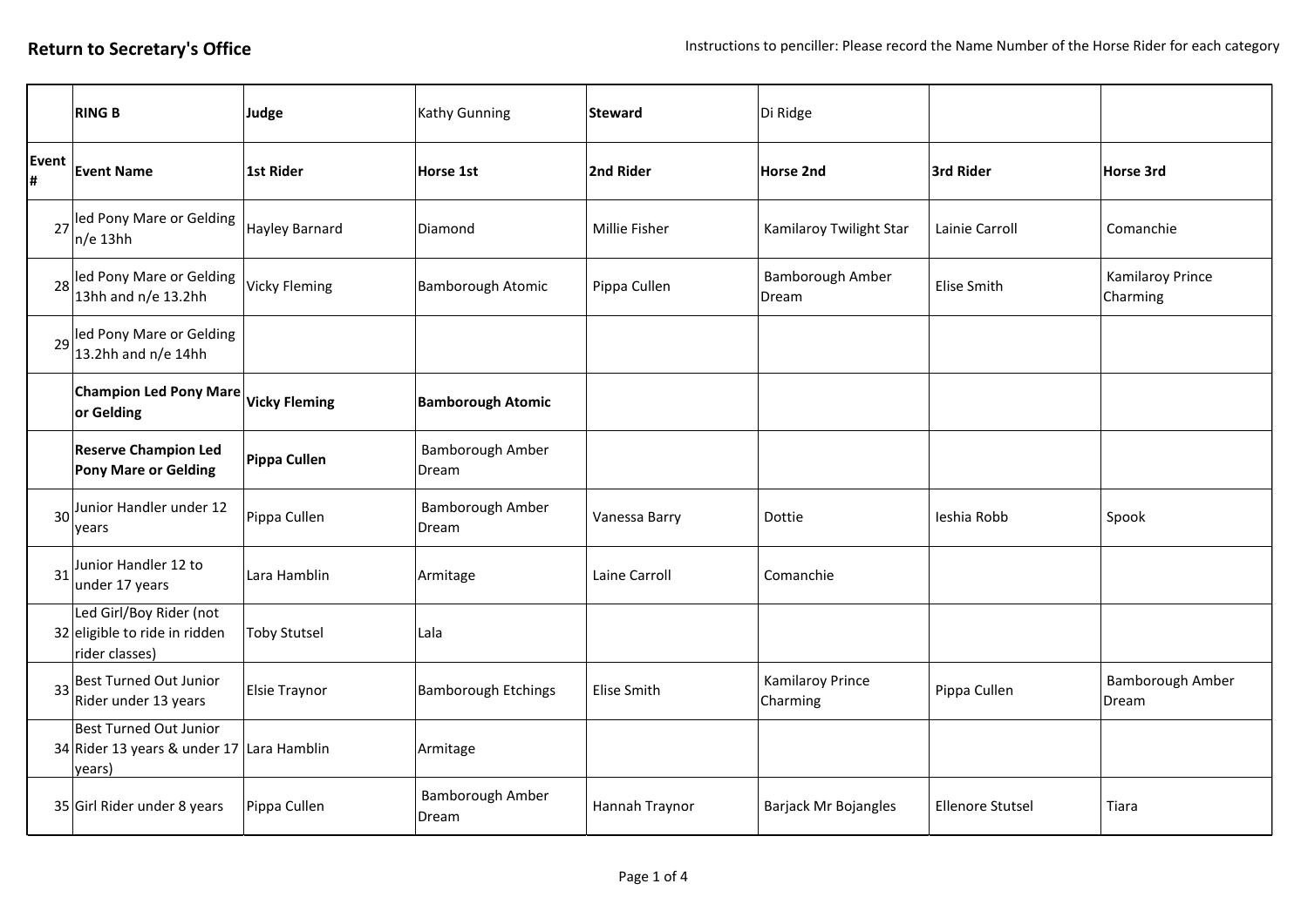**Return to Secretary's Office**

Instructions to penciller: Please record the Name Number of the Horse Rider for each category

| | **RING B** | **Judge** | Kathy Gunning | **Steward** | Di Ridge | | |
|---|---|---|---|---|---|---|---|
| **Event #** | **Event Name** | **1st Rider** | **Horse 1st** | **2nd Rider** | **Horse 2nd** | **3rd Rider** | **Horse 3rd** |
| 27 | led Pony Mare or Gelding n/e 13hh | Hayley Barnard | Diamond | Millie Fisher | Kamilaroy Twilight Star | Lainie Carroll | Comanchie |
| 28 | led Pony Mare or Gelding 13hh and n/e 13.2hh | Vicky Fleming | Bamborough Atomic | Pippa Cullen | Bamborough Amber Dream | Elise Smith | Kamilaroy Prince Charming |
| 29 | led Pony Mare or Gelding 13.2hh and n/e 14hh | | | | | | |
| | **Champion Led Pony Mare or Gelding** | **Vicky Fleming** | **Bamborough Atomic** | | | | |
| | **Reserve Champion Led Pony Mare or Gelding** | **Pippa Cullen** | Bamborough Amber Dream | | | | |
| 30 | Junior Handler under 12 years | Pippa Cullen | Bamborough Amber Dream | Vanessa Barry | Dottie | Ieshia Robb | Spook |
| 31 | Junior Handler 12 to under 17 years | Lara Hamblin | Armitage | Laine Carroll | Comanchie | | |
| 32 | Led Girl/Boy Rider (not eligible to ride in ridden rider classes) | Toby Stutsel | Lala | | | | |
| 33 | Best Turned Out Junior Rider under 13 years | Elsie Traynor | Bamborough Etchings | Elise Smith | Kamilaroy Prince Charming | Pippa Cullen | Bamborough Amber Dream |
| 34 | Best Turned Out Junior Rider 13 years & under 17 years) | Lara Hamblin | Armitage | | | | |
| 35 | Girl Rider under 8 years | Pippa Cullen | Bamborough Amber Dream | Hannah Traynor | Barjack Mr Bojangles | Ellenore Stutsel | Tiara |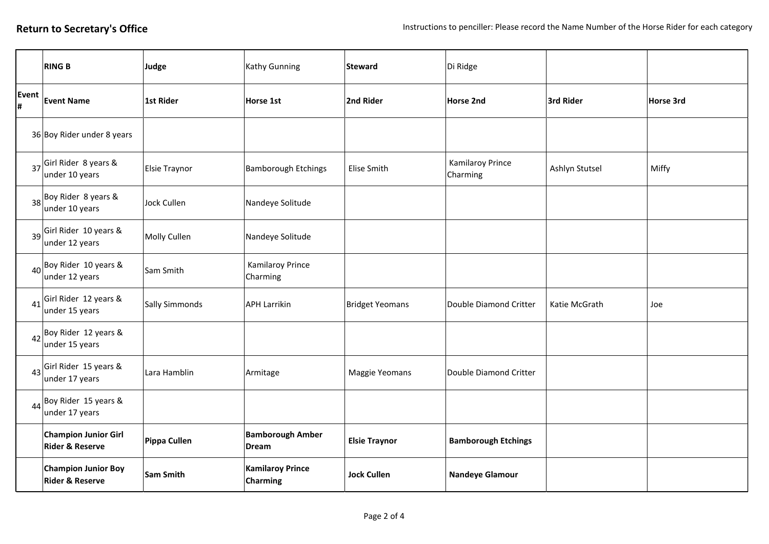**Return to Secretary's Office**

Instructions to penciller: Please record the Name Number of the Horse Rider for each category

| | **RING B** | **Judge** | Kathy Gunning | **Steward** | Di Ridge | | |
|---|---|---|---|---|---|---|---|
| **Event #** | **Event Name** | **1st Rider** | **Horse 1st** | **2nd Rider** | **Horse 2nd** | **3rd Rider** | **Horse 3rd** |
| 36 | Boy Rider under 8 years | | | | | | |
| 37 | Girl Rider 8 years & under 10 years | Elsie Traynor | Bamborough Etchings | Elise Smith | Kamilaroy Prince Charming | Ashlyn Stutsel | Miffy |
| 38 | Boy Rider 8 years & under 10 years | Jock Cullen | Nandeye Solitude | | | | |
| 39 | Girl Rider 10 years & under 12 years | Molly Cullen | Nandeye Solitude | | | | |
| 40 | Boy Rider 10 years & under 12 years | Sam Smith | Kamilaroy Prince Charming | | | | |
| 41 | Girl Rider 12 years & under 15 years | Sally Simmonds | APH Larrikin | Bridget Yeomans | Double Diamond Critter | Katie McGrath | Joe |
| 42 | Boy Rider 12 years & under 15 years | | | | | | |
| 43 | Girl Rider 15 years & under 17 years | Lara Hamblin | Armitage | Maggie Yeomans | Double Diamond Critter | | |
| 44 | Boy Rider 15 years & under 17 years | | | | | | |
| | **Champion Junior Girl Rider & Reserve** | **Pippa Cullen** | **Bamborough Amber Dream** | **Elsie Traynor** | **Bamborough Etchings** | | |
| | **Champion Junior Boy Rider & Reserve** | **Sam Smith** | **Kamilaroy Prince Charming** | **Jock Cullen** | **Nandeye Glamour** | | |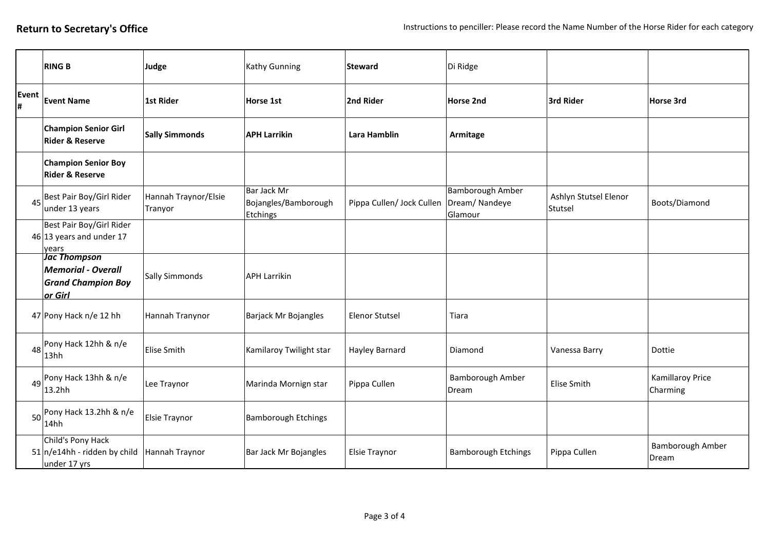**Return to Secretary's Office**

Instructions to penciller: Please record the Name Number of the Horse Rider for each category

| | **RING B** | **Judge** | Kathy Gunning | **Steward** | Di Ridge | | |
|---|---|---|---|---|---|---|---|
| **Event #** | **Event Name** | **1st Rider** | **Horse 1st** | **2nd Rider** | **Horse 2nd** | **3rd Rider** | **Horse 3rd** |
| | **Champion Senior Girl Rider & Reserve** | **Sally Simmonds** | **APH Larrikin** | **Lara Hamblin** | **Armitage** | | |
| | **Champion Senior Boy Rider & Reserve** | | | | | | |
| 45 | Best Pair Boy/Girl Rider under 13 years | Hannah Traynor/Elsie Tranyor | Bar Jack Mr Bojangles/Bamborough Etchings | Pippa Cullen/ Jock Cullen | Bamborough Amber Dream/ Nandeye Glamour | Ashlyn Stutsel Elenor Stutsel | Boots/Diamond |
| 46 | Best Pair Boy/Girl Rider 13 years and under 17 years | | | | | | |
| | ***Jac Thompson Memorial - Overall Grand Champion Boy or Girl*** | Sally Simmonds | APH Larrikin | | | | |
| 47 | Pony Hack n/e 12 hh | Hannah Tranynor | Barjack Mr Bojangles | Elenor Stutsel | Tiara | | |
| 48 | Pony Hack 12hh & n/e 13hh | Elise Smith | Kamilaroy Twilight star | Hayley Barnard | Diamond | Vanessa Barry | Dottie |
| 49 | Pony Hack 13hh & n/e 13.2hh | Lee Traynor | Marinda Mornign star | Pippa Cullen | Bamborough Amber Dream | Elise Smith | Kamillaroy Price Charming |
| 50 | Pony Hack 13.2hh & n/e 14hh | Elsie Traynor | Bamborough Etchings | | | | |
| 51 | Child's Pony Hack n/e14hh - ridden by child under 17 yrs | Hannah Traynor | Bar Jack Mr Bojangles | Elsie Traynor | Bamborough Etchings | Pippa Cullen | Bamborough Amber Dream |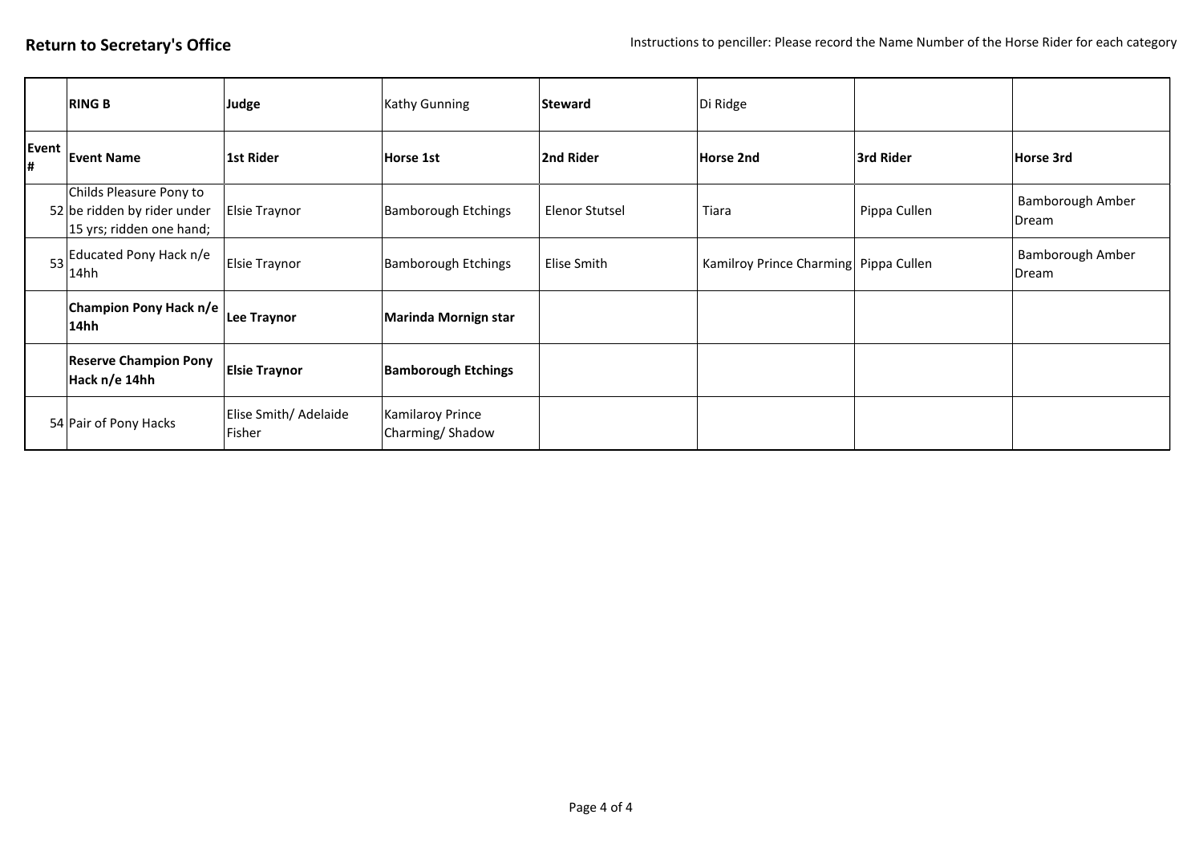**Return to Secretary's Office**

Instructions to penciller: Please record the Name Number of the Horse Rider for each category

| | RING B | Judge | Kathy Gunning | Steward | Di Ridge | | |
|---|---|---|---|---|---|---|---|
| **Event #** | **Event Name** | **1st Rider** | **Horse 1st** | **2nd Rider** | **Horse 2nd** | **3rd Rider** | **Horse 3rd** |
| 52 | Childs Pleasure Pony to be ridden by rider under 15 yrs; ridden one hand; | Elsie Traynor | Bamborough Etchings | Elenor Stutsel | Tiara | Pippa Cullen | Bamborough Amber Dream |
| 53 | Educated Pony Hack n/e 14hh | Elsie Traynor | Bamborough Etchings | Elise Smith | Kamilroy Prince Charming | Pippa Cullen | Bamborough Amber Dream |
| | **Champion Pony Hack n/e 14hh** | **Lee Traynor** | **Marinda Mornign star** | | | | |
| | **Reserve Champion Pony Hack n/e 14hh** | **Elsie Traynor** | **Bamborough Etchings** | | | | |
| 54 | Pair of Pony Hacks | Elise Smith/ Adelaide Fisher | Kamilaroy Prince Charming/ Shadow | | | | |